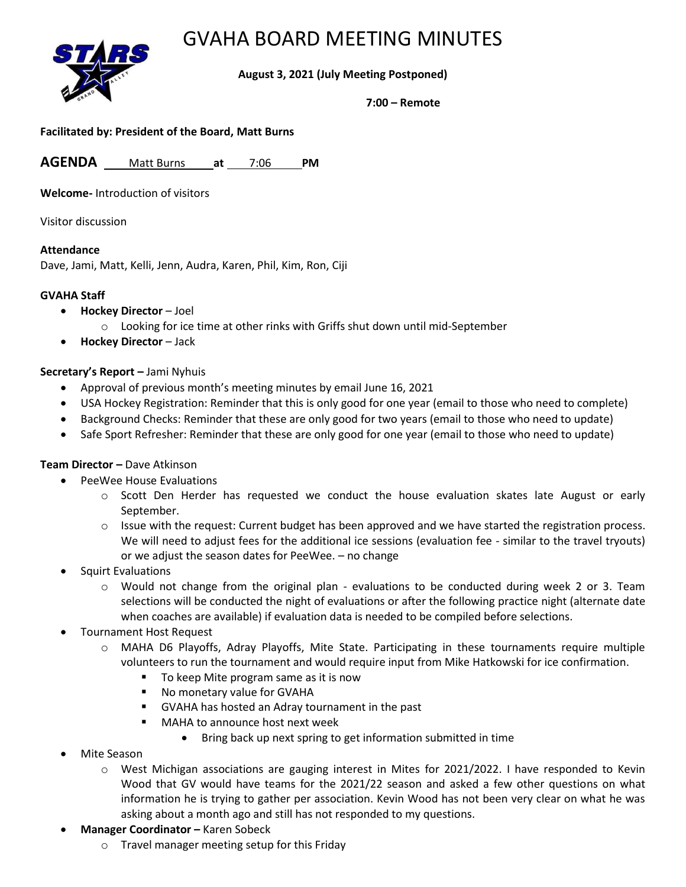# GVAHA BOARD MEETING MINUTES

**August 3, 2021 (July Meeting Postponed)**

**7:00 – Remote**

**Facilitated by: President of the Board, Matt Burns**

**AGENDA** Matt Burns **at** 7:06 **PM**

**Welcome-** Introduction of visitors

Visitor discussion

**Attendance**
Dave, Jami, Matt, Kelli, Jenn, Audra, Karen, Phil, Kim, Ron, Ciji

**GVAHA Staff**

- **Hockey Director** – Joel
  - Looking for ice time at other rinks with Griffs shut down until mid-September
- **Hockey Director** – Jack

**Secretary's Report –** Jami Nyhuis

- Approval of previous month's meeting minutes by email June 16, 2021
- USA Hockey Registration: Reminder that this is only good for one year (email to those who need to complete)
- Background Checks: Reminder that these are only good for two years (email to those who need to update)
- Safe Sport Refresher: Reminder that these are only good for one year (email to those who need to update)

**Team Director –** Dave Atkinson

- PeeWee House Evaluations
  - Scott Den Herder has requested we conduct the house evaluation skates late August or early September.
  - Issue with the request: Current budget has been approved and we have started the registration process. We will need to adjust fees for the additional ice sessions (evaluation fee - similar to the travel tryouts) or we adjust the season dates for PeeWee. – no change
- Squirt Evaluations
  - Would not change from the original plan - evaluations to be conducted during week 2 or 3. Team selections will be conducted the night of evaluations or after the following practice night (alternate date when coaches are available) if evaluation data is needed to be compiled before selections.
- Tournament Host Request
  - MAHA D6 Playoffs, Adray Playoffs, Mite State. Participating in these tournaments require multiple volunteers to run the tournament and would require input from Mike Hatkowski for ice confirmation.
    - To keep Mite program same as it is now
    - No monetary value for GVAHA
    - GVAHA has hosted an Adray tournament in the past
    - MAHA to announce host next week
      - Bring back up next spring to get information submitted in time
- Mite Season
  - West Michigan associations are gauging interest in Mites for 2021/2022. I have responded to Kevin Wood that GV would have teams for the 2021/22 season and asked a few other questions on what information he is trying to gather per association. Kevin Wood has not been very clear on what he was asking about a month ago and still has not responded to my questions.
- **Manager Coordinator –** Karen Sobeck
  - Travel manager meeting setup for this Friday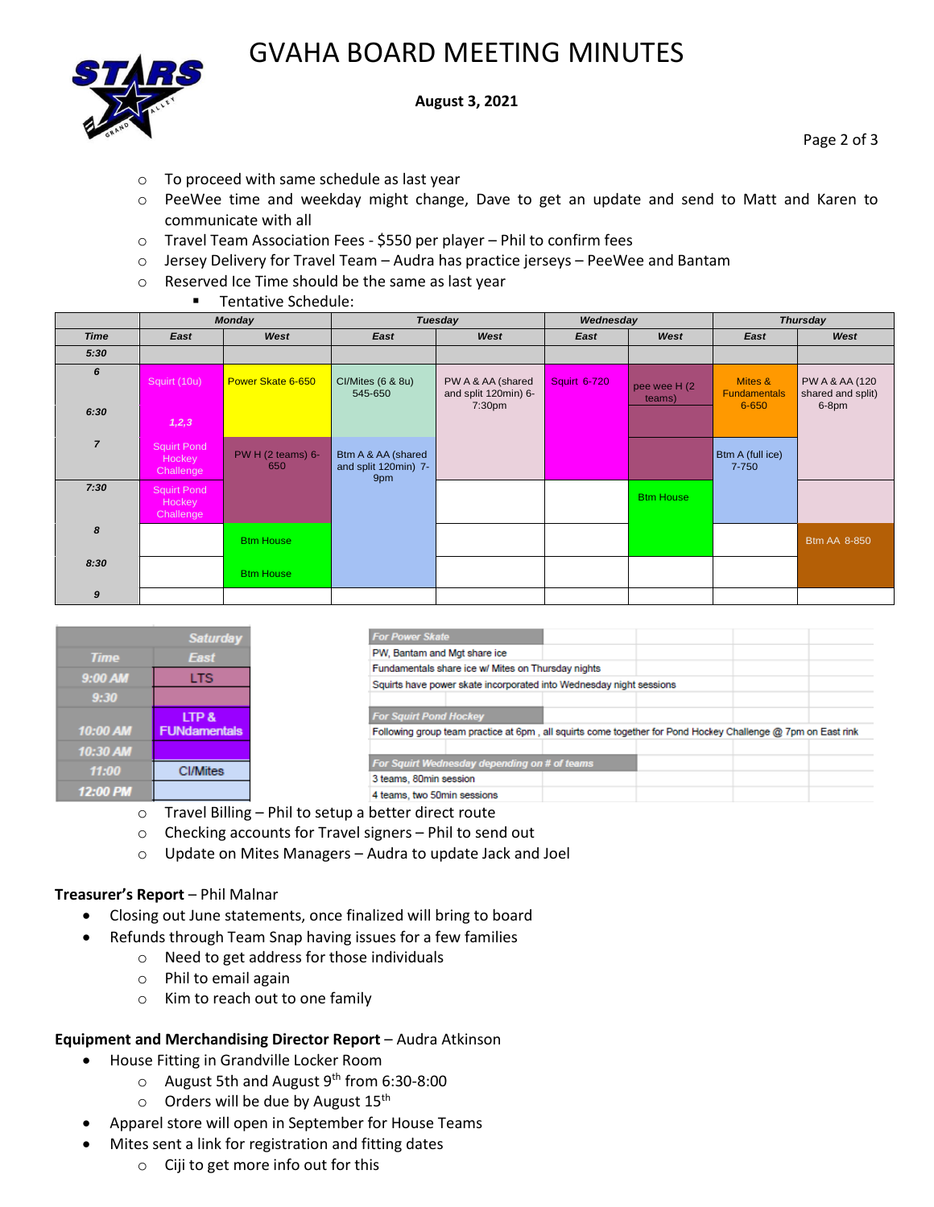# GVAHA BOARD MEETING MINUTES

**August 3, 2021**

- To proceed with same schedule as last year
- PeeWee time and weekday might change, Dave to get an update and send to Matt and Karen to communicate with all
- Travel Team Association Fees - $550 per player – Phil to confirm fees
- Jersey Delivery for Travel Team – Audra has practice jerseys – PeeWee and Bantam
- Reserved Ice Time should be the same as last year
  - Tentative Schedule:

| | Monday | | Tuesday | | Wednesday | | Thursday | |
|---|---|---|---|---|---|---|---|---|
| **Time** | **East** | **West** | **East** | **West** | **East** | **West** | **East** | **West** |
| **5:30** | | | | | | | | |
| **6** | Squirt (10u) | Power Skate 6-650 | CI/Mites (6 & 8u) 545-650 | PW A & AA (shared and split 120min) 6-7:30pm | Squirt 6-720 | pee wee H (2 teams) | Mites & Fundamentals 6-650 | PW A & AA (120 shared and split) 6-8pm |
| **6:30** | 1,2,3 | | | | | | | |
| **7** | Squirt Pond Hockey Challenge | PW H (2 teams) 6-650 | Btm A & AA (shared and split 120min) 7-9pm | | | | Btm A (full ice) 7-750 | |
| **7:30** | Squirt Pond Hockey Challenge | | | | | Btm House | | |
| **8** | | Btm House | | | | | | Btm AA 8-850 |
| **8:30** | | Btm House | | | | | | |
| **9** | | | | | | | | |

| | Saturday |
|---|---|
| **Time** | **East** |
| 9:00 AM | LTS |
| 9:30 | |
| 10:00 AM | LTP & FUNdamentals |
| 10:30 AM | |
| 11:00 | CI/Mites |
| 12:00 PM | |

| For Power Skate |
|---|
| PW, Bantam and Mgt share ice |
| Fundamentals share ice w/ Mites on Thursday nights |
| Squirts have power skate incorporated into Wednesday night sessions |
| **For Squirt Pond Hockey** |
| Following group team practice at 6pm , all squirts come together for Pond Hockey Challenge @ 7pm on East rink |
| **For Squirt Wednesday depending on # of teams** |
| 3 teams, 80min session |
| 4 teams, two 50min sessions |

- Travel Billing – Phil to setup a better direct route
- Checking accounts for Travel signers – Phil to send out
- Update on Mites Managers – Audra to update Jack and Joel

**Treasurer's Report** – Phil Malnar

- Closing out June statements, once finalized will bring to board
- Refunds through Team Snap having issues for a few families
  - Need to get address for those individuals
  - Phil to email again
  - Kim to reach out to one family

**Equipment and Merchandising Director Report** – Audra Atkinson

- House Fitting in Grandville Locker Room
  - August 5th and August 9th from 6:30-8:00
  - Orders will be due by August 15th
- Apparel store will open in September for House Teams
- Mites sent a link for registration and fitting dates
  - Ciji to get more info out for this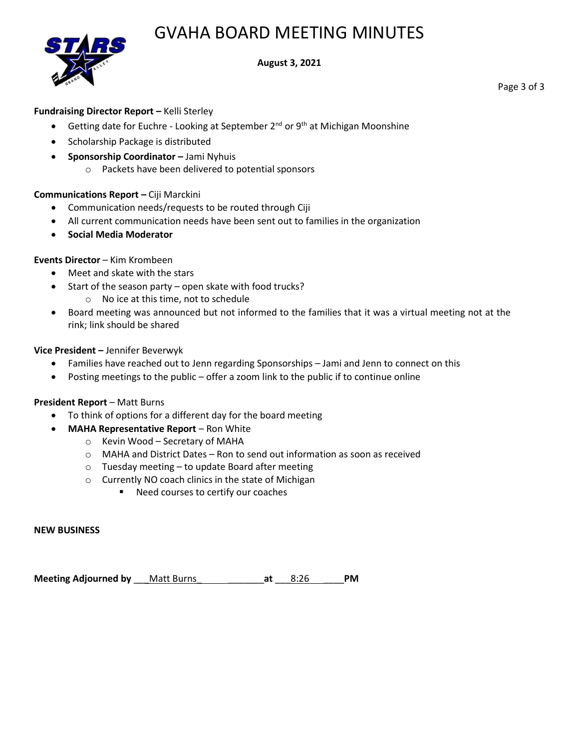**Fundraising Director Report –** Kelli Sterley

- Getting date for Euchre - Looking at September 2nd or 9th at Michigan Moonshine
- Scholarship Package is distributed
- **Sponsorship Coordinator –** Jami Nyhuis
  - Packets have been delivered to potential sponsors

**Communications Report –** Ciji Marckini

- Communication needs/requests to be routed through Ciji
- All current communication needs have been sent out to families in the organization
- **Social Media Moderator**

**Events Director** – Kim Krombeen

- Meet and skate with the stars
- Start of the season party – open skate with food trucks?
  - No ice at this time, not to schedule
- Board meeting was announced but not informed to the families that it was a virtual meeting not at the rink; link should be shared

**Vice President –** Jennifer Beverwyk

- Families have reached out to Jenn regarding Sponsorships – Jami and Jenn to connect on this
- Posting meetings to the public – offer a zoom link to the public if to continue online

**President Report** – Matt Burns

- To think of options for a different day for the board meeting
- **MAHA Representative Report** – Ron White
  - Kevin Wood – Secretary of MAHA
  - MAHA and District Dates – Ron to send out information as soon as received
  - Tuesday meeting – to update Board after meeting
  - Currently NO coach clinics in the state of Michigan
    - Need courses to certify our coaches

**NEW BUSINESS**

**Meeting Adjourned by** ___Matt Burns_____________ **at** ___8:26_____ **PM**